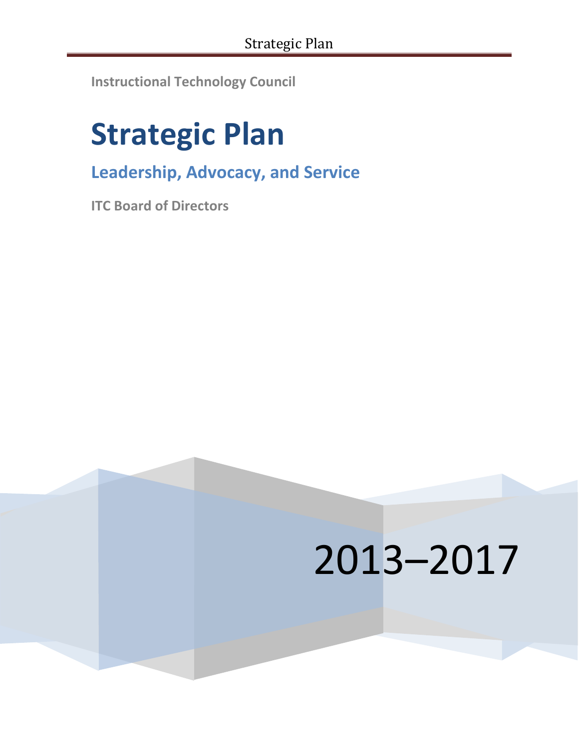**Instructional Technology Council**

# Strategic Plan

## Leadership, Advocacy, and Service

**ITC Board of Directors**

2013–2017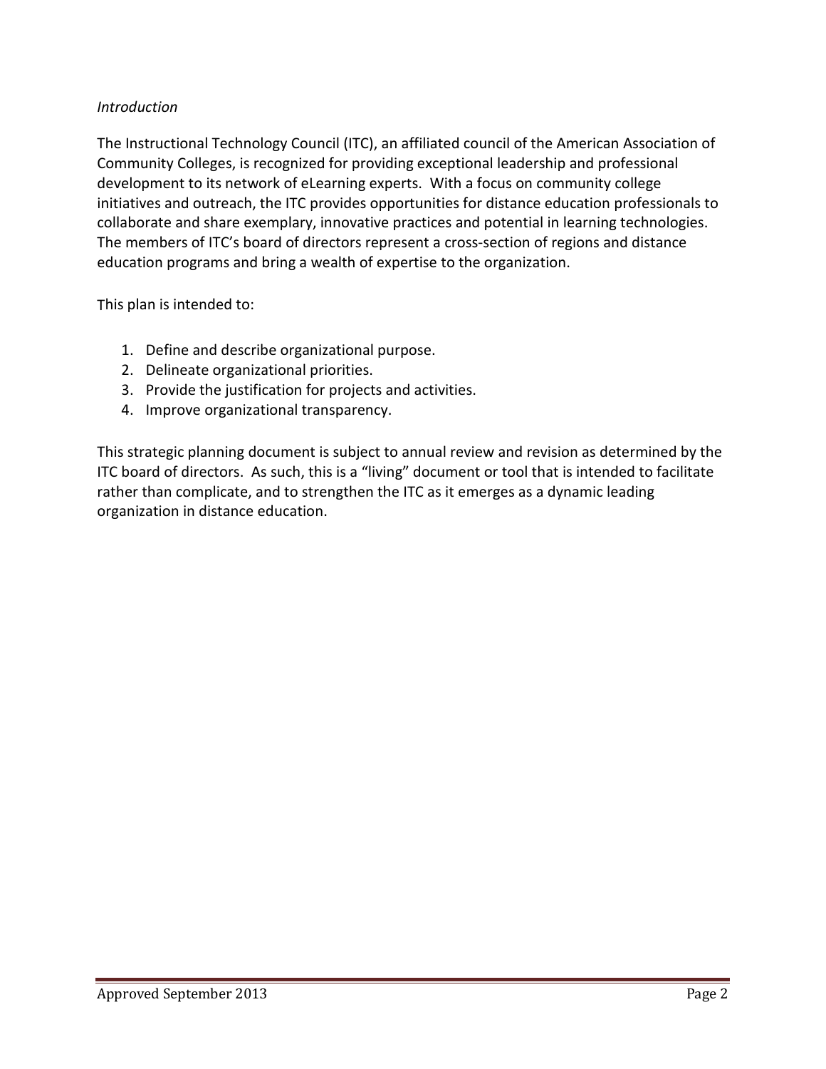*Introduction*

The Instructional Technology Council (ITC), an affiliated council of the American Association of Community Colleges, is recognized for providing exceptional leadership and professional development to its network of eLearning experts. With a focus on community college initiatives and outreach, the ITC provides opportunities for distance education professionals to collaborate and share exemplary, innovative practices and potential in learning technologies. The members of ITC's board of directors represent a cross-section of regions and distance education programs and bring a wealth of expertise to the organization.

This plan is intended to:

1. Define and describe organizational purpose.
2. Delineate organizational priorities.
3. Provide the justification for projects and activities.
4. Improve organizational transparency.

This strategic planning document is subject to annual review and revision as determined by the ITC board of directors. As such, this is a "living" document or tool that is intended to facilitate rather than complicate, and to strengthen the ITC as it emerges as a dynamic leading organization in distance education.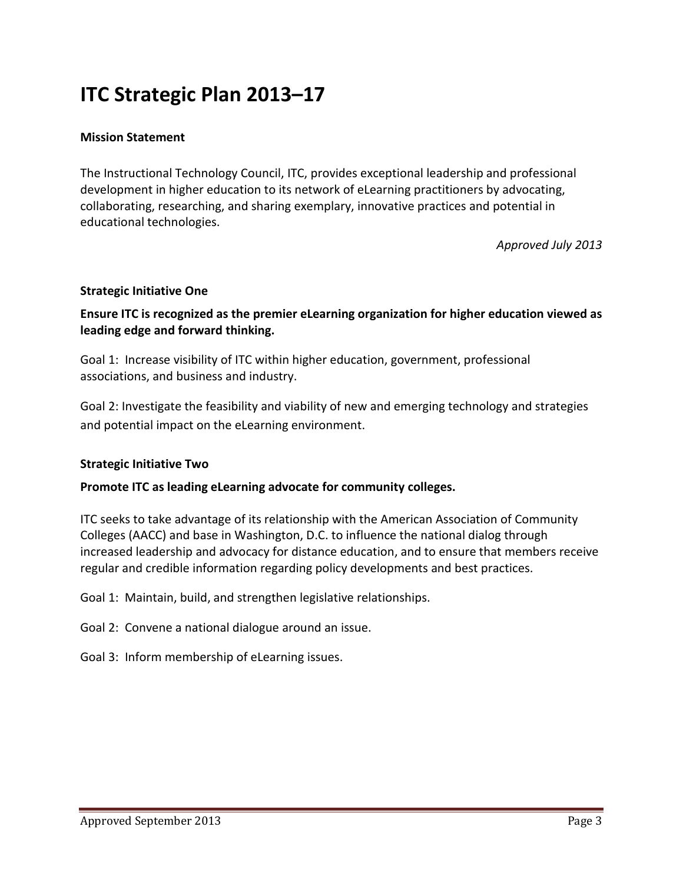# ITC Strategic Plan 2013–17

**Mission Statement**

The Instructional Technology Council, ITC, provides exceptional leadership and professional development in higher education to its network of eLearning practitioners by advocating, collaborating, researching, and sharing exemplary, innovative practices and potential in educational technologies.

*Approved July 2013*

**Strategic Initiative One**

**Ensure ITC is recognized as the premier eLearning organization for higher education viewed as leading edge and forward thinking.**

Goal 1: Increase visibility of ITC within higher education, government, professional associations, and business and industry.

Goal 2: Investigate the feasibility and viability of new and emerging technology and strategies and potential impact on the eLearning environment.

**Strategic Initiative Two**

**Promote ITC as leading eLearning advocate for community colleges.**

ITC seeks to take advantage of its relationship with the American Association of Community Colleges (AACC) and base in Washington, D.C. to influence the national dialog through increased leadership and advocacy for distance education, and to ensure that members receive regular and credible information regarding policy developments and best practices.

Goal 1: Maintain, build, and strengthen legislative relationships.

Goal 2: Convene a national dialogue around an issue.

Goal 3: Inform membership of eLearning issues.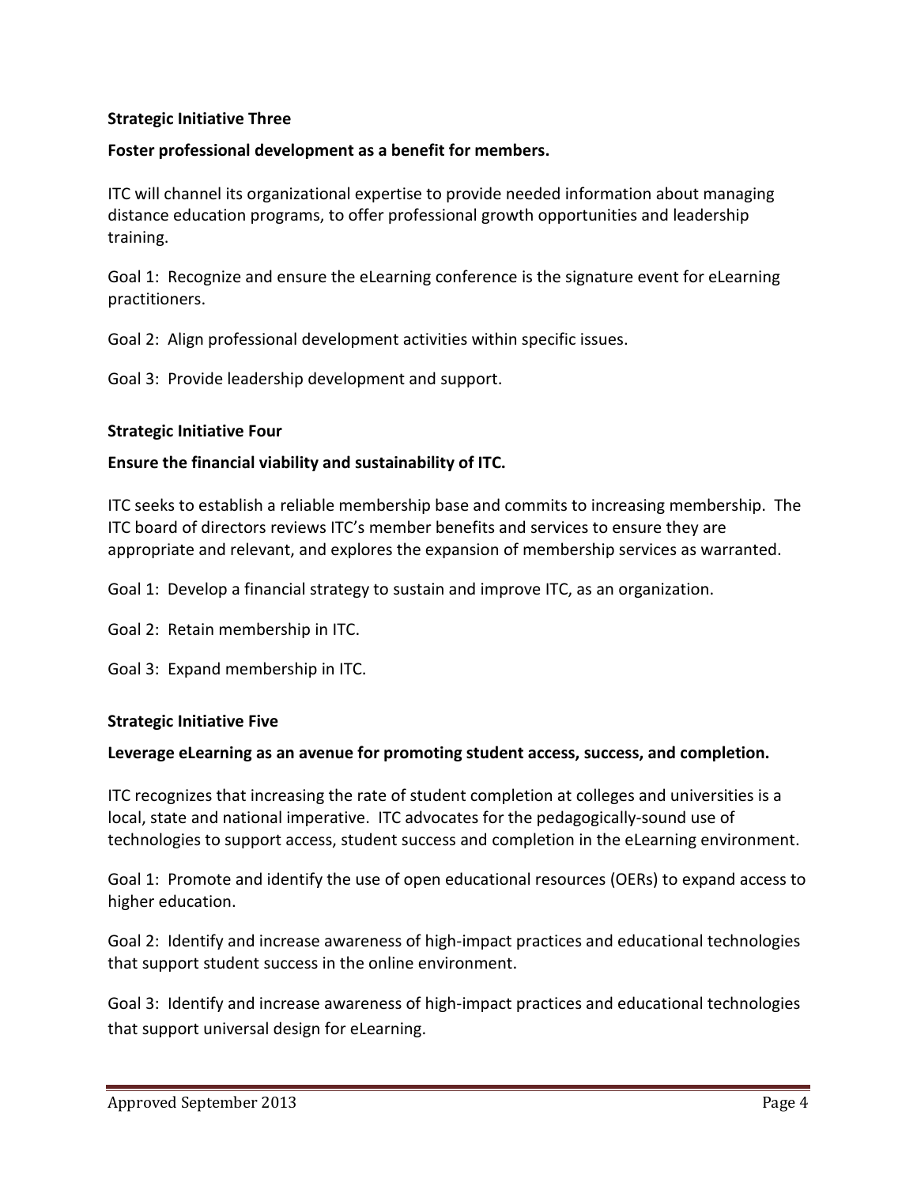**Strategic Initiative Three**

**Foster professional development as a benefit for members.**

ITC will channel its organizational expertise to provide needed information about managing distance education programs, to offer professional growth opportunities and leadership training.

Goal 1: Recognize and ensure the eLearning conference is the signature event for eLearning practitioners.

Goal 2: Align professional development activities within specific issues.

Goal 3: Provide leadership development and support.

**Strategic Initiative Four**

**Ensure the financial viability and sustainability of ITC.**

ITC seeks to establish a reliable membership base and commits to increasing membership. The ITC board of directors reviews ITC's member benefits and services to ensure they are appropriate and relevant, and explores the expansion of membership services as warranted.

Goal 1: Develop a financial strategy to sustain and improve ITC, as an organization.

Goal 2: Retain membership in ITC.

Goal 3: Expand membership in ITC.

**Strategic Initiative Five**

**Leverage eLearning as an avenue for promoting student access, success, and completion.**

ITC recognizes that increasing the rate of student completion at colleges and universities is a local, state and national imperative. ITC advocates for the pedagogically-sound use of technologies to support access, student success and completion in the eLearning environment.

Goal 1: Promote and identify the use of open educational resources (OERs) to expand access to higher education.

Goal 2: Identify and increase awareness of high-impact practices and educational technologies that support student success in the online environment.

Goal 3: Identify and increase awareness of high-impact practices and educational technologies that support universal design for eLearning.